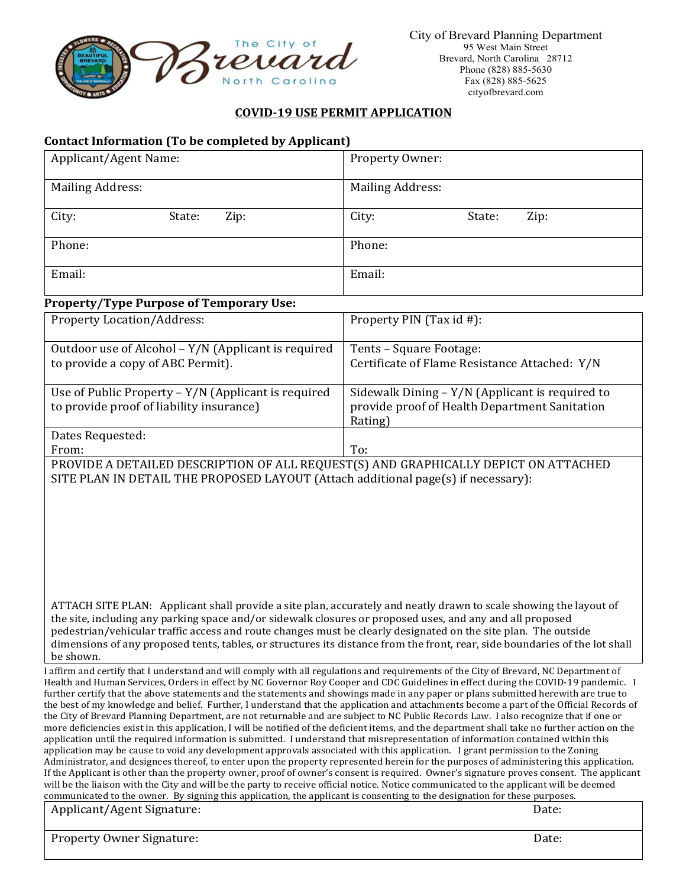City of Brevard Planning Department
95 West Main Street
Brevard, North Carolina 28712
Phone (828) 885-5630
Fax (828) 885-5625
cityofbrevard.com

# COVID-19 USE PERMIT APPLICATION

**Contact Information (To be completed by Applicant)**

| Applicant/Agent Name: | Property Owner: |
|---|---|
| Mailing Address: | Mailing Address: |
| City: State: Zip: | City: State: Zip: |
| Phone: | Phone: |
| Email: | Email: |

**Property/Type Purpose of Temporary Use:**

| Property Location/Address: | Property PIN (Tax id #): |
|---|---|
| Outdoor use of Alcohol – Y/N (Applicant is required to provide a copy of ABC Permit). | Tents – Square Footage: Certificate of Flame Resistance Attached: Y/N |
| Use of Public Property – Y/N (Applicant is required to provide proof of liability insurance) | Sidewalk Dining – Y/N (Applicant is required to provide proof of Health Department Sanitation Rating) |
| Dates Requested: From: | To: |

PROVIDE A DETAILED DESCRIPTION OF ALL REQUEST(S) AND GRAPHICALLY DEPICT ON ATTACHED SITE PLAN IN DETAIL THE PROPOSED LAYOUT (Attach additional page(s) if necessary):

ATTACH SITE PLAN: Applicant shall provide a site plan, accurately and neatly drawn to scale showing the layout of the site, including any parking space and/or sidewalk closures or proposed uses, and any and all proposed pedestrian/vehicular traffic access and route changes must be clearly designated on the site plan. The outside dimensions of any proposed tents, tables, or structures its distance from the front, rear, side boundaries of the lot shall be shown.

I affirm and certify that I understand and will comply with all regulations and requirements of the City of Brevard, NC Department of Health and Human Services, Orders in effect by NC Governor Roy Cooper and CDC Guidelines in effect during the COVID-19 pandemic. I further certify that the above statements and the statements and showings made in any paper or plans submitted herewith are true to the best of my knowledge and belief. Further, I understand that the application and attachments become a part of the Official Records of the City of Brevard Planning Department, are not returnable and are subject to NC Public Records Law. I also recognize that if one or more deficiencies exist in this application, I will be notified of the deficient items, and the department shall take no further action on the application until the required information is submitted. I understand that misrepresentation of information contained within this application may be cause to void any development approvals associated with this application. I grant permission to the Zoning Administrator, and designees thereof, to enter upon the property represented herein for the purposes of administering this application. If the Applicant is other than the property owner, proof of owner's consent is required. Owner's signature proves consent. The applicant will be the liaison with the City and will be the party to receive official notice. Notice communicated to the applicant will be deemed communicated to the owner. By signing this application, the applicant is consenting to the designation for these purposes.

| Applicant/Agent Signature: | Date: |
|---|---|
| Property Owner Signature: | Date: |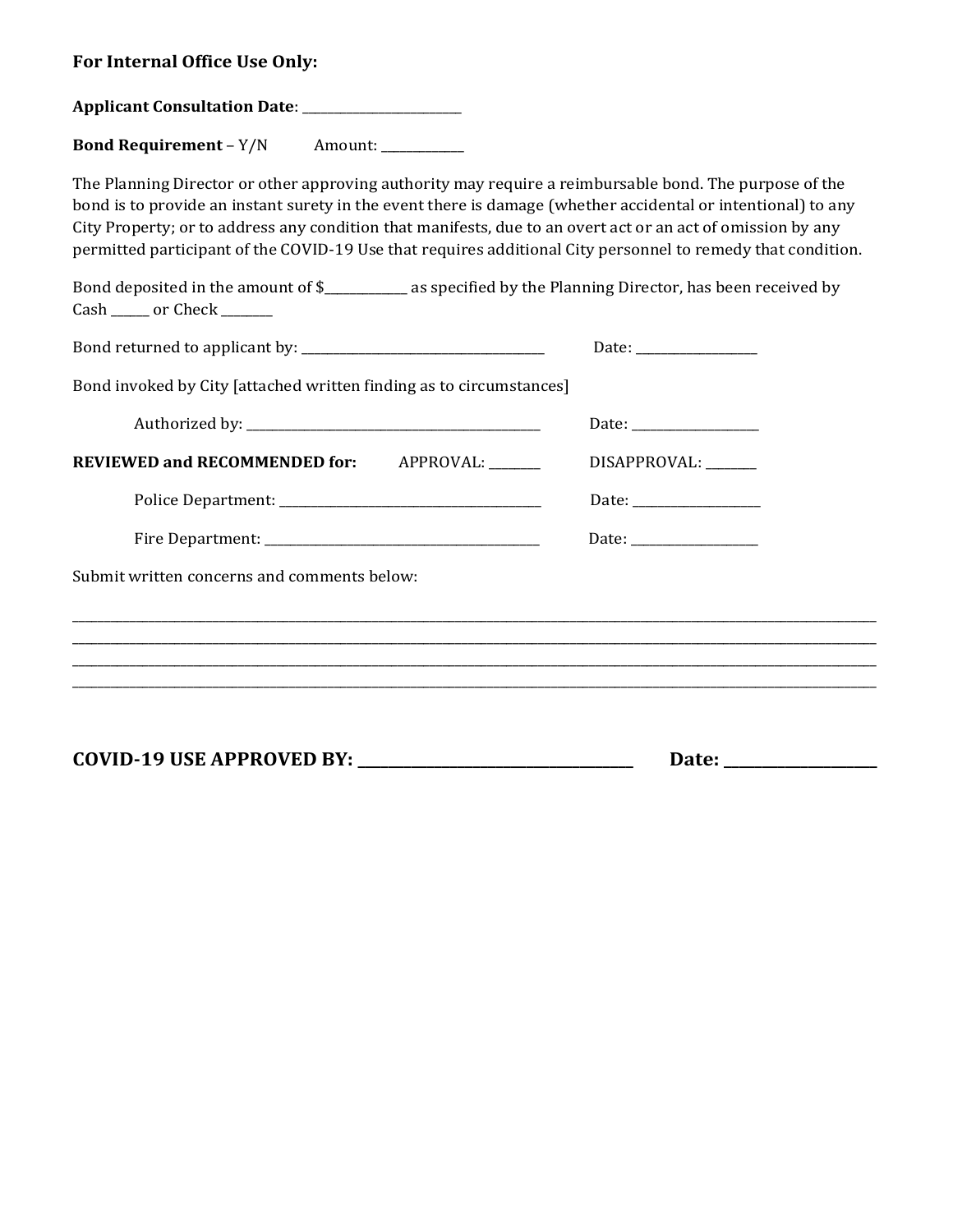**For Internal Office Use Only:**

**Applicant Consultation Date**: ________________________

**Bond Requirement** – Y/N Amount: ____________

The Planning Director or other approving authority may require a reimbursable bond. The purpose of the bond is to provide an instant surety in the event there is damage (whether accidental or intentional) to any City Property; or to address any condition that manifests, due to an overt act or an act of omission by any permitted participant of the COVID-19 Use that requires additional City personnel to remedy that condition.

Bond deposited in the amount of $____________ as specified by the Planning Director, has been received by Cash ______ or Check ________

Bond returned to applicant by: ____________________________________ Date: __________________

Bond invoked by City [attached written finding as to circumstances]

Authorized by: ____________________________________________ Date: ___________________

**REVIEWED and RECOMMENDED for:** APPROVAL: ________ DISAPPROVAL: ________

Police Department: ______________________________________ Date: ___________________

Fire Department: __________________________________________ Date: ___________________

Submit written concerns and comments below:

______________________________________________________________________________________________
______________________________________________________________________________________________
______________________________________________________________________________________________
______________________________________________________________________________________________

**COVID-19 USE APPROVED BY: ____________________________________ Date: __________________**